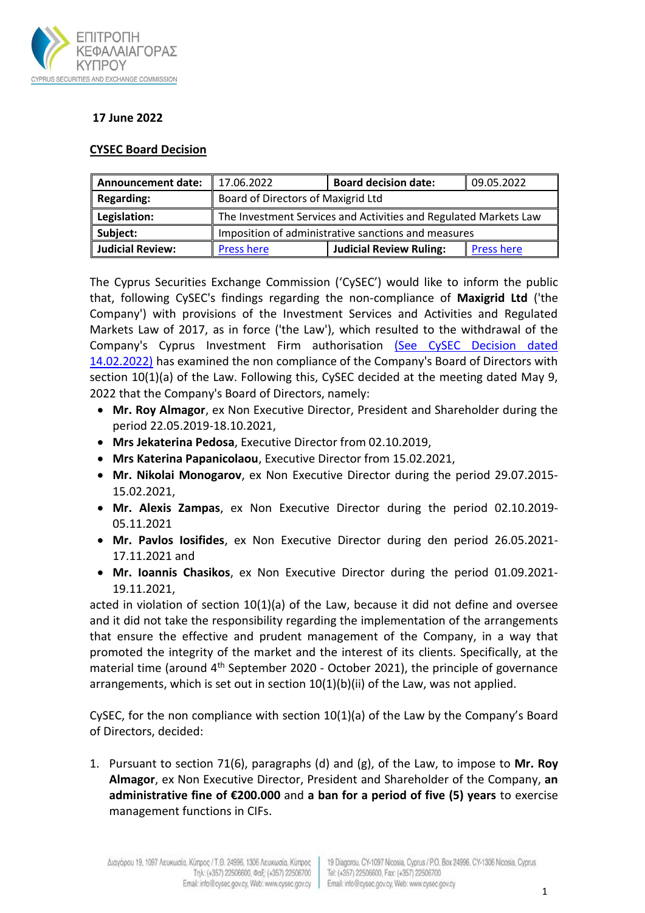**17 June 2022**

**CYSEC Board Decision**

| **Announcement date:** | 17.06.2022 | **Board decision date:** | 09.05.2022 |
| --- | --- | --- | --- |
| **Regarding:** | Board of Directors of Maxigrid Ltd | | |
| **Legislation:** | The Investment Services and Activities and Regulated Markets Law | | |
| **Subject:** | Imposition of administrative sanctions and measures | | |
| **Judicial Review:** | Press here | **Judicial Review Ruling:** | Press here |

The Cyprus Securities Exchange Commission ('CySEC') would like to inform the public that, following CySEC's findings regarding the non-compliance of **Maxigrid Ltd** ('the Company') with provisions of the Investment Services and Activities and Regulated Markets Law of 2017, as in force ('the Law'), which resulted to the withdrawal of the Company's Cyprus Investment Firm authorisation (See CySEC Decision dated 14.02.2022) has examined the non compliance of the Company's Board of Directors with section 10(1)(a) of the Law. Following this, CySEC decided at the meeting dated May 9, 2022 that the Company's Board of Directors, namely:

- **Mr. Roy Almagor**, ex Non Executive Director, President and Shareholder during the period 22.05.2019-18.10.2021,
- **Mrs Jekaterina Pedosa**, Executive Director from 02.10.2019,
- **Mrs Katerina Papanicolaou**, Executive Director from 15.02.2021,
- **Mr. Nikolai Monogarov**, ex Non Executive Director during the period 29.07.2015-15.02.2021,
- **Mr. Alexis Zampas**, ex Non Executive Director during the period 02.10.2019-05.11.2021
- **Mr. Pavlos Iosifides**, ex Non Executive Director during den period 26.05.2021-17.11.2021 and
- **Mr. Ioannis Chasikos**, ex Non Executive Director during the period 01.09.2021-19.11.2021,

acted in violation of section 10(1)(a) of the Law, because it did not define and oversee and it did not take the responsibility regarding the implementation of the arrangements that ensure the effective and prudent management of the Company, in a way that promoted the integrity of the market and the interest of its clients. Specifically, at the material time (around 4th September 2020 - October 2021), the principle of governance arrangements, which is set out in section 10(1)(b)(ii) of the Law, was not applied.

CySEC, for the non compliance with section 10(1)(a) of the Law by the Company's Board of Directors, decided:

1. Pursuant to section 71(6), paragraphs (d) and (g), of the Law, to impose to **Mr. Roy Almagor**, ex Non Executive Director, President and Shareholder of the Company, **an administrative fine of €200.000** and **a ban for a period of five (5) years** to exercise management functions in CIFs.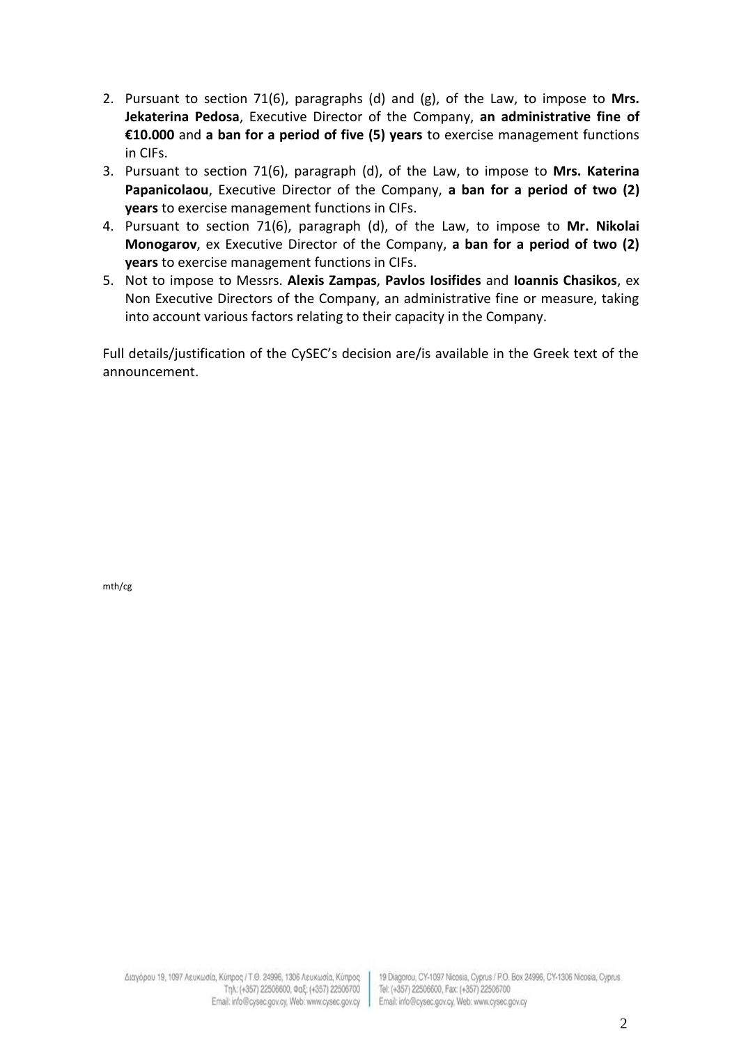2. Pursuant to section 71(6), paragraphs (d) and (g), of the Law, to impose to **Mrs. Jekaterina Pedosa**, Executive Director of the Company, **an administrative fine of €10.000** and **a ban for a period of five (5) years** to exercise management functions in CIFs.
3. Pursuant to section 71(6), paragraph (d), of the Law, to impose to **Mrs. Katerina Papanicolaou**, Executive Director of the Company, **a ban for a period of two (2) years** to exercise management functions in CIFs.
4. Pursuant to section 71(6), paragraph (d), of the Law, to impose to **Mr. Nikolai Monogarov**, ex Executive Director of the Company, **a ban for a period of two (2) years** to exercise management functions in CIFs.
5. Not to impose to Messrs. **Alexis Zampas**, **Pavlos Iosifides** and **Ioannis Chasikos**, ex Non Executive Directors of the Company, an administrative fine or measure, taking into account various factors relating to their capacity in the Company.

Full details/justification of the CySEC's decision are/is available in the Greek text of the announcement.

mth/cg